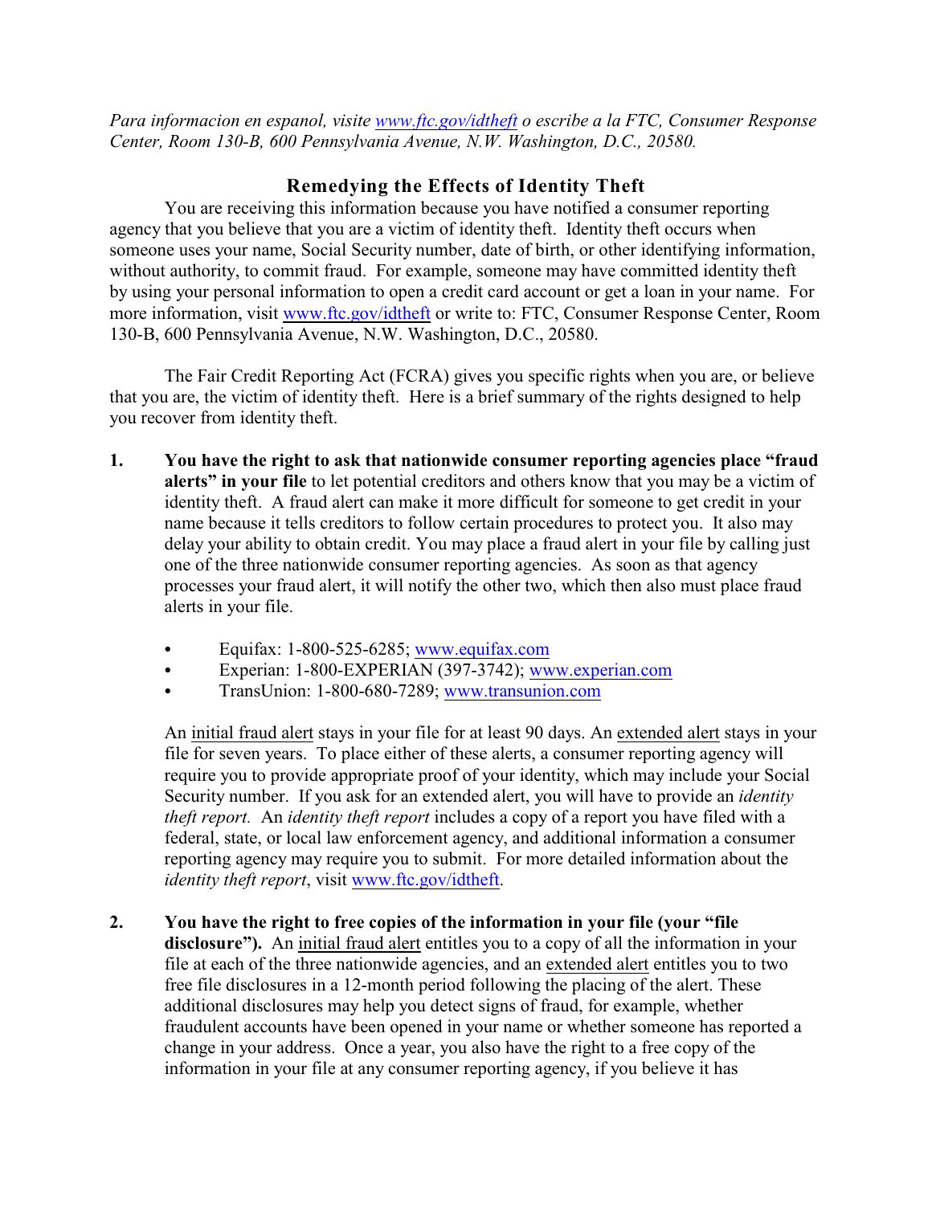*Para informacion en espanol, visite [www.ftc.gov/idtheft](www.ftc.gov/idtheft) o escribe a la FTC, Consumer Response Center, Room 130-B, 600 Pennsylvania Avenue, N.W. Washington, D.C., 20580.*

## Remedying the Effects of Identity Theft

You are receiving this information because you have notified a consumer reporting agency that you believe that you are a victim of identity theft. Identity theft occurs when someone uses your name, Social Security number, date of birth, or other identifying information, without authority, to commit fraud. For example, someone may have committed identity theft by using your personal information to open a credit card account or get a loan in your name. For more information, visit [www.ftc.gov/idtheft](www.ftc.gov/idtheft) or write to: FTC, Consumer Response Center, Room 130-B, 600 Pennsylvania Avenue, N.W. Washington, D.C., 20580.

The Fair Credit Reporting Act (FCRA) gives you specific rights when you are, or believe that you are, the victim of identity theft. Here is a brief summary of the rights designed to help you recover from identity theft.

1. **You have the right to ask that nationwide consumer reporting agencies place "fraud alerts" in your file** to let potential creditors and others know that you may be a victim of identity theft. A fraud alert can make it more difficult for someone to get credit in your name because it tells creditors to follow certain procedures to protect you. It also may delay your ability to obtain credit. You may place a fraud alert in your file by calling just one of the three nationwide consumer reporting agencies. As soon as that agency processes your fraud alert, it will notify the other two, which then also must place fraud alerts in your file.

   - Equifax: 1-800-525-6285; [www.equifax.com](www.equifax.com)
   - Experian: 1-800-EXPERIAN (397-3742); [www.experian.com](www.experian.com)
   - TransUnion: 1-800-680-7289; [www.transunion.com](www.transunion.com)

   An initial fraud alert stays in your file for at least 90 days. An extended alert stays in your file for seven years. To place either of these alerts, a consumer reporting agency will require you to provide appropriate proof of your identity, which may include your Social Security number. If you ask for an extended alert, you will have to provide an *identity theft report.* An *identity theft report* includes a copy of a report you have filed with a federal, state, or local law enforcement agency, and additional information a consumer reporting agency may require you to submit. For more detailed information about the *identity theft report*, visit [www.ftc.gov/idtheft](www.ftc.gov/idtheft).

2. **You have the right to free copies of the information in your file (your "file disclosure").** An initial fraud alert entitles you to a copy of all the information in your file at each of the three nationwide agencies, and an extended alert entitles you to two free file disclosures in a 12-month period following the placing of the alert. These additional disclosures may help you detect signs of fraud, for example, whether fraudulent accounts have been opened in your name or whether someone has reported a change in your address. Once a year, you also have the right to a free copy of the information in your file at any consumer reporting agency, if you believe it has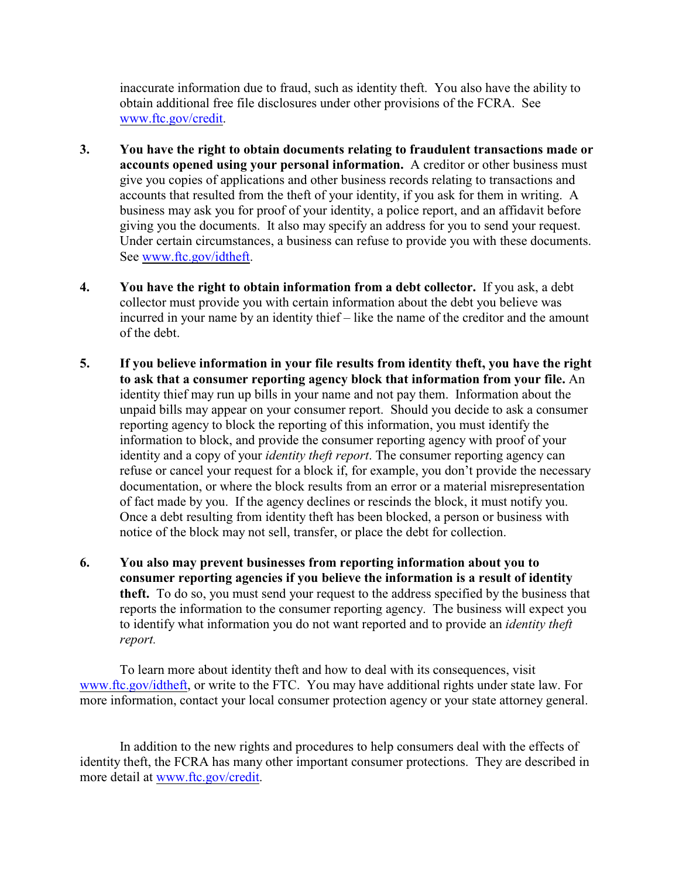inaccurate information due to fraud, such as identity theft. You also have the ability to obtain additional free file disclosures under other provisions of the FCRA. See [www.ftc.gov/credit](http://www.ftc.gov/credit).

3. **You have the right to obtain documents relating to fraudulent transactions made or accounts opened using your personal information.** A creditor or other business must give you copies of applications and other business records relating to transactions and accounts that resulted from the theft of your identity, if you ask for them in writing. A business may ask you for proof of your identity, a police report, and an affidavit before giving you the documents. It also may specify an address for you to send your request. Under certain circumstances, a business can refuse to provide you with these documents. See [www.ftc.gov/idtheft](http://www.ftc.gov/idtheft).

4. **You have the right to obtain information from a debt collector.** If you ask, a debt collector must provide you with certain information about the debt you believe was incurred in your name by an identity thief – like the name of the creditor and the amount of the debt.

5. **If you believe information in your file results from identity theft, you have the right to ask that a consumer reporting agency block that information from your file.** An identity thief may run up bills in your name and not pay them. Information about the unpaid bills may appear on your consumer report. Should you decide to ask a consumer reporting agency to block the reporting of this information, you must identify the information to block, and provide the consumer reporting agency with proof of your identity and a copy of your *identity theft report*. The consumer reporting agency can refuse or cancel your request for a block if, for example, you don't provide the necessary documentation, or where the block results from an error or a material misrepresentation of fact made by you. If the agency declines or rescinds the block, it must notify you. Once a debt resulting from identity theft has been blocked, a person or business with notice of the block may not sell, transfer, or place the debt for collection.

6. **You also may prevent businesses from reporting information about you to consumer reporting agencies if you believe the information is a result of identity theft.** To do so, you must send your request to the address specified by the business that reports the information to the consumer reporting agency. The business will expect you to identify what information you do not want reported and to provide an *identity theft report.*

To learn more about identity theft and how to deal with its consequences, visit [www.ftc.gov/idtheft](http://www.ftc.gov/idtheft), or write to the FTC. You may have additional rights under state law. For more information, contact your local consumer protection agency or your state attorney general.

In addition to the new rights and procedures to help consumers deal with the effects of identity theft, the FCRA has many other important consumer protections. They are described in more detail at [www.ftc.gov/credit](http://www.ftc.gov/credit).